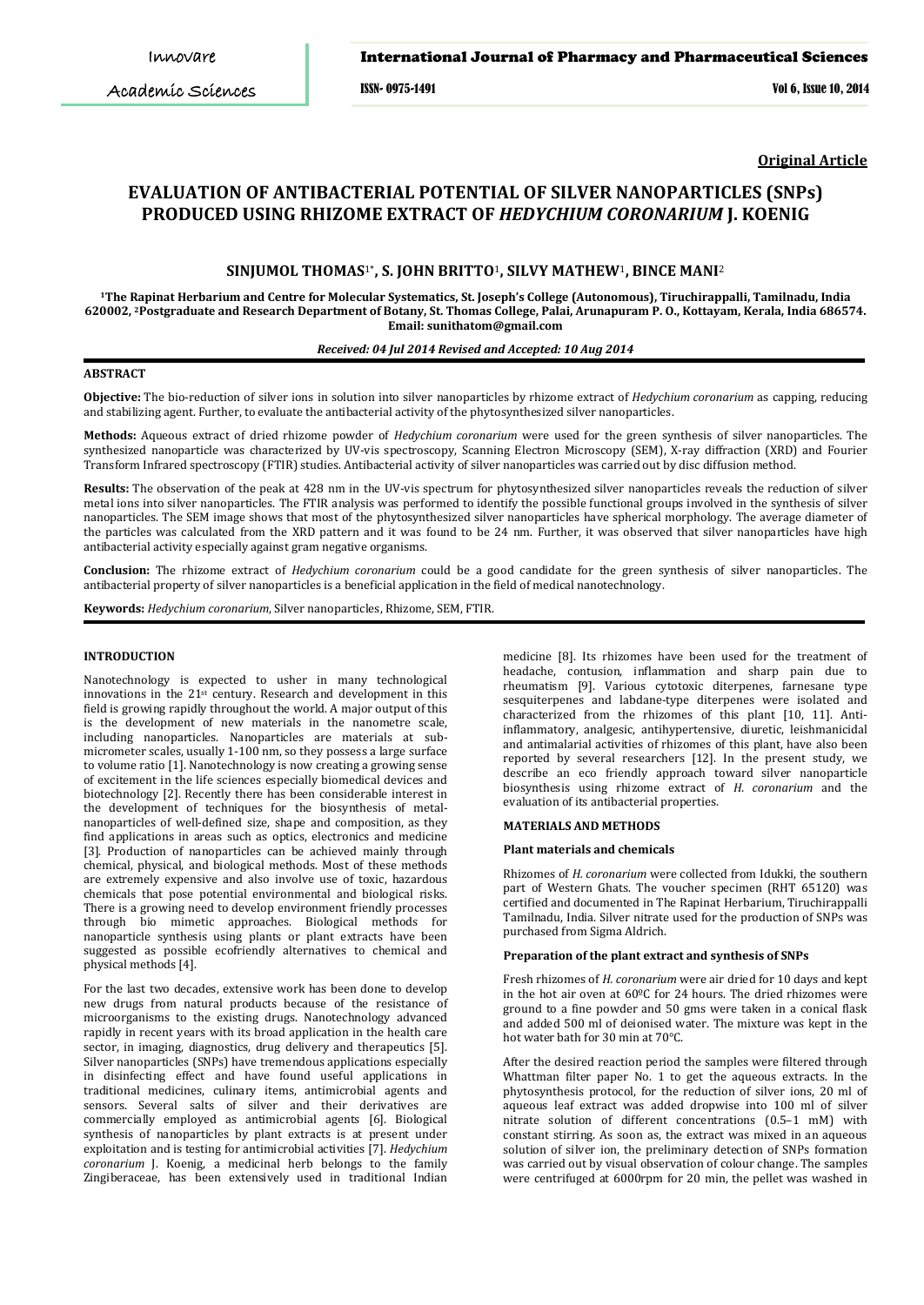**Original Article**

# EVALUATION OF ANTIBACTERIAL POTENTIAL OF SILVER NANOPARTICLES (SNPs) PRODUCED USING RHIZOME EXTRACT OF *HEDYCHIUM CORONARIUM* J. KOENIG

**SINJUMOL THOMAS[1*], S. JOHN BRITTO[1], SILVY MATHEW[1], BINCE MANI[2]**

**[1]The Rapinat Herbarium and Centre for Molecular Systematics, St. Joseph's College (Autonomous), Tiruchirappalli, Tamilnadu, India 620002, [2]Postgraduate and Research Department of Botany, St. Thomas College, Palai, Arunapuram P. O., Kottayam, Kerala, India 686574. Email: sunithatom@gmail.com**

***Received: 04 Jul 2014 Revised and Accepted: 10 Aug 2014***

## ABSTRACT

**Objective:** The bio-reduction of silver ions in solution into silver nanoparticles by rhizome extract of *Hedychium coronarium* as capping, reducing and stabilizing agent. Further, to evaluate the antibacterial activity of the phytosynthesized silver nanoparticles.

**Methods:** Aqueous extract of dried rhizome powder of *Hedychium coronarium* were used for the green synthesis of silver nanoparticles. The synthesized nanoparticle was characterized by UV-vis spectroscopy, Scanning Electron Microscopy (SEM), X-ray diffraction (XRD) and Fourier Transform Infrared spectroscopy (FTIR) studies. Antibacterial activity of silver nanoparticles was carried out by disc diffusion method.

**Results:** The observation of the peak at 428 nm in the UV-vis spectrum for phytosynthesized silver nanoparticles reveals the reduction of silver metal ions into silver nanoparticles. The FTIR analysis was performed to identify the possible functional groups involved in the synthesis of silver nanoparticles. The SEM image shows that most of the phytosynthesized silver nanoparticles have spherical morphology. The average diameter of the particles was calculated from the XRD pattern and it was found to be 24 nm. Further, it was observed that silver nanoparticles have high antibacterial activity especially against gram negative organisms.

**Conclusion:** The rhizome extract of *Hedychium coronarium* could be a good candidate for the green synthesis of silver nanoparticles. The antibacterial property of silver nanoparticles is a beneficial application in the field of medical nanotechnology.

**Keywords:** *Hedychium coronarium*, Silver nanoparticles, Rhizome, SEM, FTIR.

## INTRODUCTION

Nanotechnology is expected to usher in many technological innovations in the 21st century. Research and development in this field is growing rapidly throughout the world. A major output of this is the development of new materials in the nanometre scale, including nanoparticles. Nanoparticles are materials at sub-micrometer scales, usually 1-100 nm, so they possess a large surface to volume ratio [1]. Nanotechnology is now creating a growing sense of excitement in the life sciences especially biomedical devices and biotechnology [2]. Recently there has been considerable interest in the development of techniques for the biosynthesis of metal-nanoparticles of well-defined size, shape and composition, as they find applications in areas such as optics, electronics and medicine [3]. Production of nanoparticles can be achieved mainly through chemical, physical, and biological methods. Most of these methods are extremely expensive and also involve use of toxic, hazardous chemicals that pose potential environmental and biological risks. There is a growing need to develop environment friendly processes through bio mimetic approaches. Biological methods for nanoparticle synthesis using plants or plant extracts have been suggested as possible ecofriendly alternatives to chemical and physical methods [4].

For the last two decades, extensive work has been done to develop new drugs from natural products because of the resistance of microorganisms to the existing drugs. Nanotechnology advanced rapidly in recent years with its broad application in the health care sector, in imaging, diagnostics, drug delivery and therapeutics [5]. Silver nanoparticles (SNPs) have tremendous applications especially in disinfecting effect and have found useful applications in traditional medicines, culinary items, antimicrobial agents and sensors. Several salts of silver and their derivatives are commercially employed as antimicrobial agents [6]. Biological synthesis of nanoparticles by plant extracts is at present under exploitation and is testing for antimicrobial activities [7]. *Hedychium coronarium* J. Koenig, a medicinal herb belongs to the family Zingiberaceae, has been extensively used in traditional Indian medicine [8]. Its rhizomes have been used for the treatment of headache, contusion, inflammation and sharp pain due to rheumatism [9]. Various cytotoxic diterpenes, farnesane type sesquiterpenes and labdane-type diterpenes were isolated and characterized from the rhizomes of this plant [10, 11]. Anti-inflammatory, analgesic, antihypertensive, diuretic, leishmanicidal and antimalarial activities of rhizomes of this plant, have also been reported by several researchers [12]. In the present study, we describe an eco friendly approach toward silver nanoparticle biosynthesis using rhizome extract of *H. coronarium* and the evaluation of its antibacterial properties.

## MATERIALS AND METHODS

### Plant materials and chemicals

Rhizomes of *H. coronarium* were collected from Idukki, the southern part of Western Ghats. The voucher specimen (RHT 65120) was certified and documented in The Rapinat Herbarium, Tiruchirappalli Tamilnadu, India. Silver nitrate used for the production of SNPs was purchased from Sigma Aldrich.

### Preparation of the plant extract and synthesis of SNPs

Fresh rhizomes of *H. coronarium* were air dried for 10 days and kept in the hot air oven at 60ºC for 24 hours. The dried rhizomes were ground to a fine powder and 50 gms were taken in a conical flask and added 500 ml of deionised water. The mixture was kept in the hot water bath for 30 min at 70°C.

After the desired reaction period the samples were filtered through Whattman filter paper No. 1 to get the aqueous extracts. In the phytosynthesis protocol, for the reduction of silver ions, 20 ml of aqueous leaf extract was added dropwise into 100 ml of silver nitrate solution of different concentrations (0.5–1 mM) with constant stirring. As soon as, the extract was mixed in an aqueous solution of silver ion, the preliminary detection of SNPs formation was carried out by visual observation of colour change. The samples were centrifuged at 6000rpm for 20 min, the pellet was washed in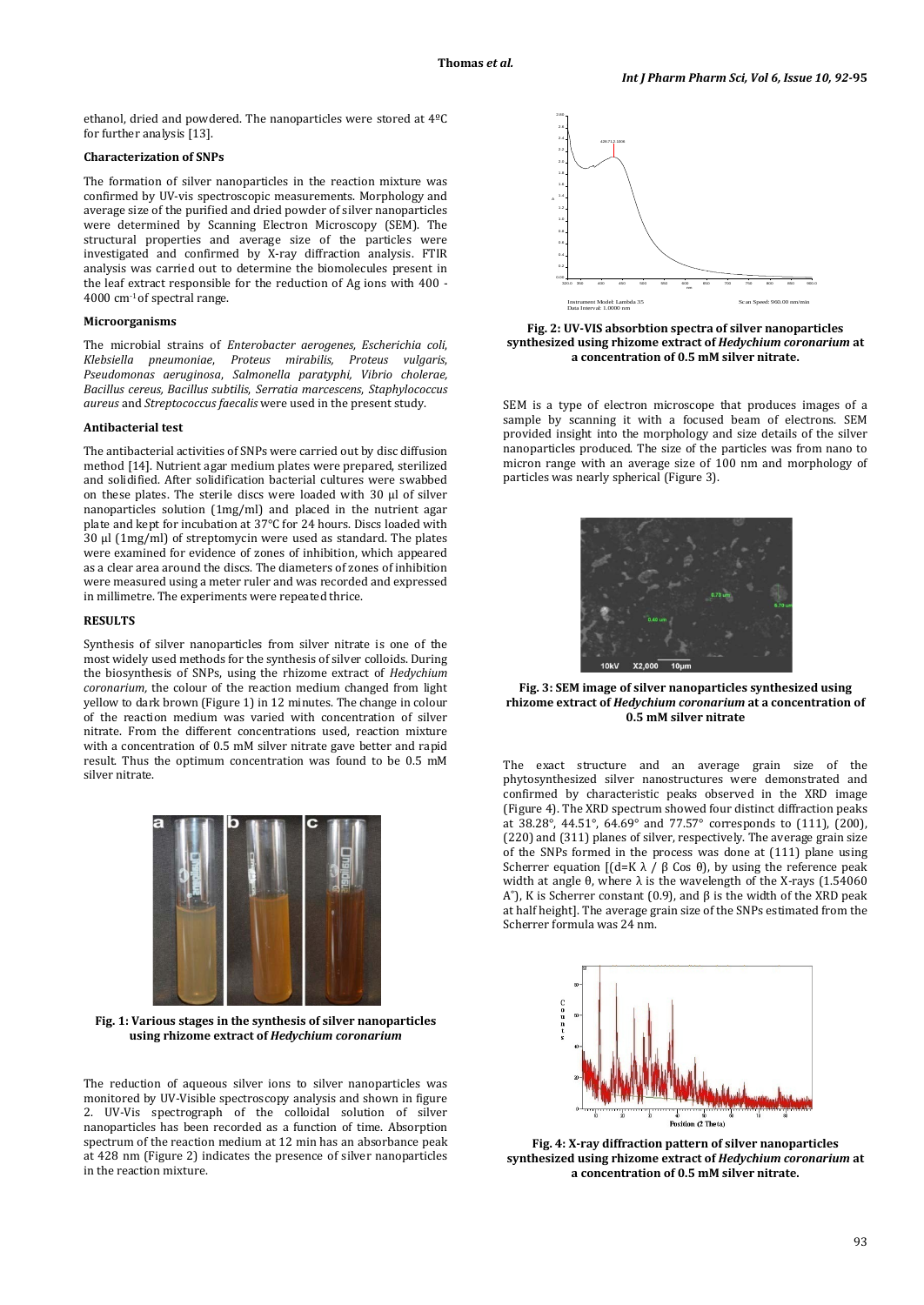ethanol, dried and powdered. The nanoparticles were stored at 4ºC for further analysis [13].

### Characterization of SNPs

The formation of silver nanoparticles in the reaction mixture was confirmed by UV-vis spectroscopic measurements. Morphology and average size of the purified and dried powder of silver nanoparticles were determined by Scanning Electron Microscopy (SEM). The structural properties and average size of the particles were investigated and confirmed by X-ray diffraction analysis. FTIR analysis was carried out to determine the biomolecules present in the leaf extract responsible for the reduction of Ag ions with 400 - 4000 $cm^{-1}$ of spectral range.

### Microorganisms

The microbial strains of *Enterobacter aerogenes*, *Escherichia coli*, *Klebsiella pneumoniae*, *Proteus mirabilis*, *Proteus vulgaris*, *Pseudomonas aeruginosa*, *Salmonella paratyphi*, *Vibrio cholerae*, *Bacillus cereus*, *Bacillus subtilis*, *Serratia marcescens*, *Staphylococcus aureus* and *Streptococcus faecalis* were used in the present study.

### Antibacterial test

The antibacterial activities of SNPs were carried out by disc diffusion method [14]. Nutrient agar medium plates were prepared, sterilized and solidified. After solidification bacterial cultures were swabbed on these plates. The sterile discs were loaded with 30 µl of silver nanoparticles solution (1mg/ml) and placed in the nutrient agar plate and kept for incubation at 37°C for 24 hours. Discs loaded with 30 µl (1mg/ml) of streptomycin were used as standard. The plates were examined for evidence of zones of inhibition, which appeared as a clear area around the discs. The diameters of zones of inhibition were measured using a meter ruler and was recorded and expressed in millimetre. The experiments were repeated thrice.

## RESULTS

Synthesis of silver nanoparticles from silver nitrate is one of the most widely used methods for the synthesis of silver colloids. During the biosynthesis of SNPs, using the rhizome extract of *Hedychium coronarium*, the colour of the reaction medium changed from light yellow to dark brown (Figure 1) in 12 minutes. The change in colour of the reaction medium was varied with concentration of silver nitrate. From the different concentrations used, reaction mixture with a concentration of 0.5 mM silver nitrate gave better and rapid result. Thus the optimum concentration was found to be 0.5 mM silver nitrate.

**Fig. 1: Various stages in the synthesis of silver nanoparticles using rhizome extract of *Hedychium coronarium***

The reduction of aqueous silver ions to silver nanoparticles was monitored by UV-Visible spectroscopy analysis and shown in figure 2. UV-Vis spectrograph of the colloidal solution of silver nanoparticles has been recorded as a function of time. Absorption spectrum of the reaction medium at 12 min has an absorbance peak at 428 nm (Figure 2) indicates the presence of silver nanoparticles in the reaction mixture.

**Fig. 2: UV-VIS absorbtion spectra of silver nanoparticles synthesized using rhizome extract of *Hedychium coronarium* at a concentration of 0.5 mM silver nitrate.**

SEM is a type of electron microscope that produces images of a sample by scanning it with a focused beam of electrons. SEM provided insight into the morphology and size details of the silver nanoparticles produced. The size of the particles was from nano to micron range with an average size of 100 nm and morphology of particles was nearly spherical (Figure 3).

**Fig. 3: SEM image of silver nanoparticles synthesized using rhizome extract of *Hedychium coronarium* at a concentration of 0.5 mM silver nitrate**

The exact structure and an average grain size of the phytosynthesized silver nanostructures were demonstrated and confirmed by characteristic peaks observed in the XRD image (Figure 4). The XRD spectrum showed four distinct diffraction peaks at 38.28°, 44.51°, 64.69° and 77.57° corresponds to (111), (200), (220) and (311) planes of silver, respectively. The average grain size of the SNPs formed in the process was done at (111) plane using Scherrer equation [$(d=K\lambda / \beta \cos\theta)$, by using the reference peak width at angle θ, where λ is the wavelength of the X-rays (1.54060 A°), K is Scherrer constant (0.9), and β is the width of the XRD peak at half height]. The average grain size of the SNPs estimated from the Scherrer formula was 24 nm.

**Fig. 4: X-ray diffraction pattern of silver nanoparticles synthesized using rhizome extract of *Hedychium coronarium* at a concentration of 0.5 mM silver nitrate.**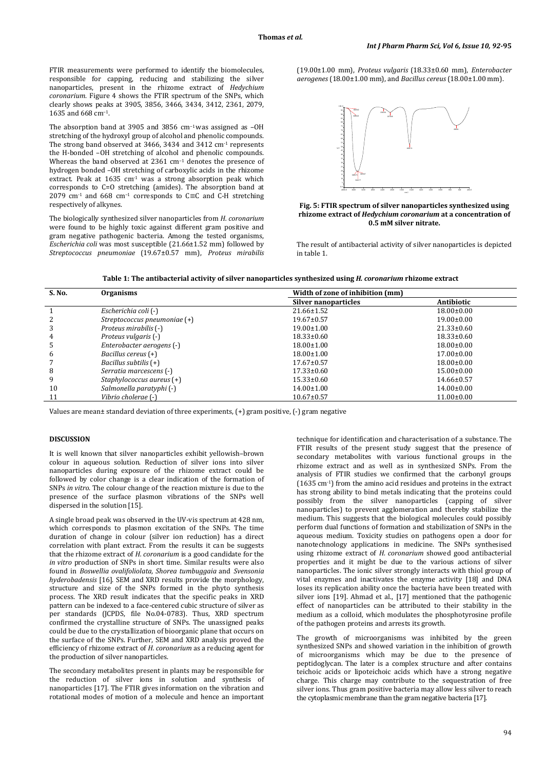FTIR measurements were performed to identify the biomolecules, responsible for capping, reducing and stabilizing the silver nanoparticles, present in the rhizome extract of *Hedychium coronarium*. Figure 4 shows the FTIR spectrum of the SNPs, which clearly shows peaks at 3905, 3856, 3466, 3434, 3412, 2361, 2079, 1635 and 668 cm$^{-1}$.

The absorption band at 3905 and 3856 cm$^{-1}$ was assigned as –OH stretching of the hydroxyl group of alcohol and phenolic compounds. The strong band observed at 3466, 3434 and 3412 cm$^{-1}$ represents the H-bonded –OH stretching of alcohol and phenolic compounds. Whereas the band observed at 2361 cm$^{-1}$ denotes the presence of hydrogen bonded –OH stretching of carboxylic acids in the rhizome extract. Peak at 1635 cm$^{-1}$ was a strong absorption peak which corresponds to C=O stretching (amides). The absorption band at 2079 cm$^{-1}$ and 668 cm$^{-1}$ corresponds to C≡C and C-H stretching respectively of alkynes.

The biologically synthesized silver nanoparticles from *H. coronarium* were found to be highly toxic against different gram positive and gram negative pathogenic bacteria. Among the tested organisms, *Escherichia coli* was most susceptible (21.66±1.52 mm) followed by *Streptococcus pneumoniae* (19.67±0.57 mm), *Proteus mirabilis* (19.00±1.00 mm), *Proteus vulgaris* (18.33±0.60 mm), *Enterobacter aerogenes* (18.00±1.00 mm), and *Bacillus cereus* (18.00±1.00 mm).

**Fig. 5: FTIR spectrum of silver nanoparticles synthesized using rhizome extract of *Hedychium coronarium* at a concentration of 0.5 mM silver nitrate.**

The result of antibacterial activity of silver nanoparticles is depicted in table 1.

**Table 1: The antibacterial activity of silver nanoparticles synthesized using *H. coronarium* rhizome extract**

| S. No. | Organisms | Width of zone of inhibition (mm) | |
|---|---|---|---|
| | | Silver nanoparticles | Antibiotic |
| 1 | *Escherichia coli* (-) | 21.66±1.52 | 18.00±0.00 |
| 2 | *Streptococcus pneumoniae* (+) | 19.67±0.57 | 19.00±0.00 |
| 3 | *Proteus mirabilis* (-) | 19.00±1.00 | 21.33±0.60 |
| 4 | *Proteus vulgaris* (-) | 18.33±0.60 | 18.33±0.60 |
| 5 | *Enterobacter aerogens* (-) | 18.00±1.00 | 18.00±0.00 |
| 6 | *Bacillus cereus* (+) | 18.00±1.00 | 17.00±0.00 |
| 7 | *Bacillus subtilis* (+) | 17.67±0.57 | 18.00±0.00 |
| 8 | *Serratia marcescens* (-) | 17.33±0.60 | 15.00±0.00 |
| 9 | *Staphylococcus aureus* (+) | 15.33±0.60 | 14.66±0.57 |
| 10 | *Salmonella paratyphi* (-) | 14.00±1.00 | 14.00±0.00 |
| 11 | *Vibrio cholerae* (-) | 10.67±0.57 | 11.00±0.00 |

Values are mean± standard deviation of three experiments, (+) gram positive, (-) gram negative

## DISCUSSION

It is well known that silver nanoparticles exhibit yellowish–brown colour in aqueous solution. Reduction of silver ions into silver nanoparticles during exposure of the rhizome extract could be followed by color change is a clear indication of the formation of SNPs *in vitro*. The colour change of the reaction mixture is due to the presence of the surface plasmon vibrations of the SNPs well dispersed in the solution [15].

A single broad peak was observed in the UV-vis spectrum at 428 nm, which corresponds to plasmon excitation of the SNPs. The time duration of change in colour (silver ion reduction) has a direct correlation with plant extract. From the results it can be suggests that the rhizome extract of *H. coronarium* is a good candidate for the *in vitro* production of SNPs in short time. Similar results were also found in *Boswellia ovalifoliolata, Shorea tumbuggaia* and *Svensonia hyderobadensis* [16]. SEM and XRD results provide the morphology, structure and size of the SNPs formed in the phyto synthesis process. The XRD result indicates that the specific peaks in XRD pattern can be indexed to a face-centered cubic structure of silver as per standards (JCPDS, file No.04-0783). Thus, XRD spectrum confirmed the crystalline structure of SNPs. The unassigned peaks could be due to the crystallization of bioorganic plane that occurs on the surface of the SNPs. Further, SEM and XRD analysis proved the efficiency of rhizome extract of *H. coronarium* as a reducing agent for the production of silver nanoparticles.

The secondary metabolites present in plants may be responsible for the reduction of silver ions in solution and synthesis of nanoparticles [17]. The FTIR gives information on the vibration and rotational modes of motion of a molecule and hence an important technique for identification and characterisation of a substance. The FTIR results of the present study suggest that the presence of secondary metabolites with various functional groups in the rhizome extract and as well as in synthesized SNPs. From the analysis of FTIR studies we confirmed that the carbonyl groups (1635 cm$^{-1}$) from the amino acid residues and proteins in the extract has strong ability to bind metals indicating that the proteins could possibly from the silver nanoparticles (capping of silver nanoparticles) to prevent agglomeration and thereby stabilize the medium. This suggests that the biological molecules could possibly perform dual functions of formation and stabilization of SNPs in the aqueous medium. Toxicity studies on pathogens open a door for nanotechnology applications in medicine. The SNPs synthesised using rhizome extract of *H. coronarium* showed good antibacterial properties and it might be due to the various actions of silver nanoparticles. The ionic silver strongly interacts with thiol group of vital enzymes and inactivates the enzyme activity [18] and DNA loses its replication ability once the bacteria have been treated with silver ions [19]. Ahmad et al., [17] mentioned that the pathogenic effect of nanoparticles can be attributed to their stability in the medium as a colloid, which modulates the phosphotyrosine profile of the pathogen proteins and arrests its growth.

The growth of microorganisms was inhibited by the green synthesized SNPs and showed variation in the inhibition of growth of microorganisms which may be due to the presence of peptidoglycan. The later is a complex structure and after contains teichoic acids or lipoteichoic acids which have a strong negative charge. This charge may contribute to the sequestration of free silver ions. Thus gram positive bacteria may allow less silver to reach the cytoplasmic membrane than the gram negative bacteria [17].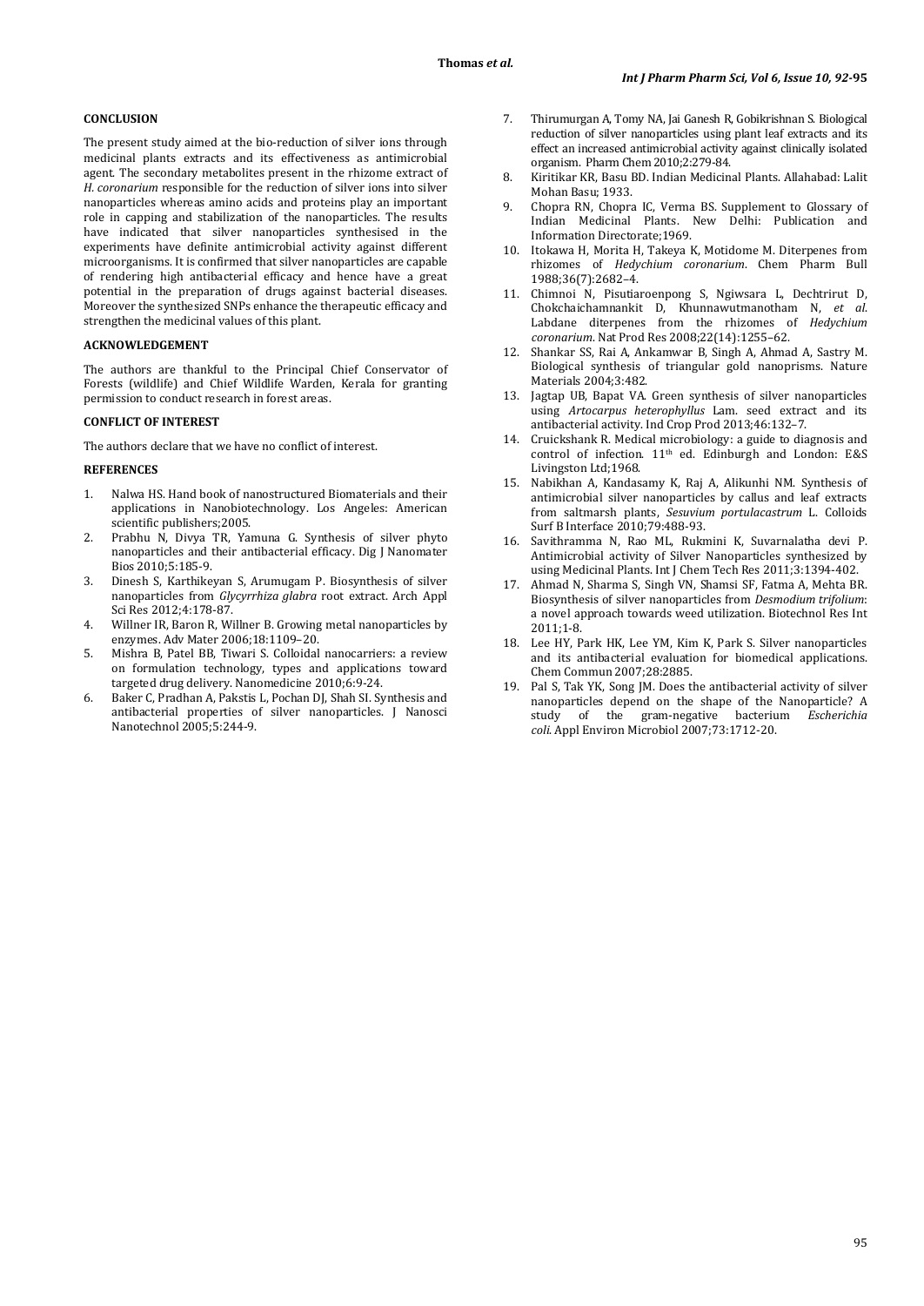## CONCLUSION

The present study aimed at the bio-reduction of silver ions through medicinal plants extracts and its effectiveness as antimicrobial agent. The secondary metabolites present in the rhizome extract of *H. coronarium* responsible for the reduction of silver ions into silver nanoparticles whereas amino acids and proteins play an important role in capping and stabilization of the nanoparticles. The results have indicated that silver nanoparticles synthesised in the experiments have definite antimicrobial activity against different microorganisms. It is confirmed that silver nanoparticles are capable of rendering high antibacterial efficacy and hence have a great potential in the preparation of drugs against bacterial diseases. Moreover the synthesized SNPs enhance the therapeutic efficacy and strengthen the medicinal values of this plant.

## ACKNOWLEDGEMENT

The authors are thankful to the Principal Chief Conservator of Forests (wildlife) and Chief Wildlife Warden, Kerala for granting permission to conduct research in forest areas.

## CONFLICT OF INTEREST

The authors declare that we have no conflict of interest.

## REFERENCES

1. Nalwa HS. Hand book of nanostructured Biomaterials and their applications in Nanobiotechnology. Los Angeles: American scientific publishers;2005.
2. Prabhu N, Divya TR, Yamuna G. Synthesis of silver phyto nanoparticles and their antibacterial efficacy. Dig J Nanomater Bios 2010;5:185-9.
3. Dinesh S, Karthikeyan S, Arumugam P. Biosynthesis of silver nanoparticles from *Glycyrrhiza glabra* root extract. Arch Appl Sci Res 2012;4:178-87.
4. Willner IR, Baron R, Willner B. Growing metal nanoparticles by enzymes. Adv Mater 2006;18:1109–20.
5. Mishra B, Patel BB, Tiwari S. Colloidal nanocarriers: a review on formulation technology, types and applications toward targeted drug delivery. Nanomedicine 2010;6:9-24.
6. Baker C, Pradhan A, Pakstis L, Pochan DJ, Shah SI. Synthesis and antibacterial properties of silver nanoparticles. J Nanosci Nanotechnol 2005;5:244-9.
7. Thirumurgan A, Tomy NA, Jai Ganesh R, Gobikrishnan S. Biological reduction of silver nanoparticles using plant leaf extracts and its effect an increased antimicrobial activity against clinically isolated organism. Pharm Chem 2010;2:279-84.
8. Kiritikar KR, Basu BD. Indian Medicinal Plants. Allahabad: Lalit Mohan Basu; 1933.
9. Chopra RN, Chopra IC, Verma BS. Supplement to Glossary of Indian Medicinal Plants. New Delhi: Publication and Information Directorate;1969.
10. Itokawa H, Morita H, Takeya K, Motidome M. Diterpenes from rhizomes of *Hedychium coronarium*. Chem Pharm Bull 1988;36(7):2682–4.
11. Chimnoi N, Pisutiaroenpong S, Ngiwsara L, Dechtrirut D, Chokchaichamnankit D, Khunnawutmanotham N, *et al*. Labdane diterpenes from the rhizomes of *Hedychium coronarium*. Nat Prod Res 2008;22(14):1255–62.
12. Shankar SS, Rai A, Ankamwar B, Singh A, Ahmad A, Sastry M. Biological synthesis of triangular gold nanoprisms. Nature Materials 2004;3:482.
13. Jagtap UB, Bapat VA. Green synthesis of silver nanoparticles using *Artocarpus heterophyllus* Lam. seed extract and its antibacterial activity. Ind Crop Prod 2013;46:132–7.
14. Cruickshank R. Medical microbiology: a guide to diagnosis and control of infection. 11th ed. Edinburgh and London: E&S Livingston Ltd;1968.
15. Nabikhan A, Kandasamy K, Raj A, Alikunhi NM. Synthesis of antimicrobial silver nanoparticles by callus and leaf extracts from saltmarsh plants, *Sesuvium portulacastrum* L. Colloids Surf B Interface 2010;79:488-93.
16. Savithramma N, Rao ML, Rukmini K, Suvarnalatha devi P. Antimicrobial activity of Silver Nanoparticles synthesized by using Medicinal Plants. Int J Chem Tech Res 2011;3:1394-402.
17. Ahmad N, Sharma S, Singh VN, Shamsi SF, Fatma A, Mehta BR. Biosynthesis of silver nanoparticles from *Desmodium trifolium*: a novel approach towards weed utilization. Biotechnol Res Int 2011;1-8.
18. Lee HY, Park HK, Lee YM, Kim K, Park S. Silver nanoparticles and its antibacterial evaluation for biomedical applications. Chem Commun 2007;28:2885.
19. Pal S, Tak YK, Song JM. Does the antibacterial activity of silver nanoparticles depend on the shape of the Nanoparticle? A study of the gram-negative bacterium *Escherichia coli*. Appl Environ Microbiol 2007;73:1712-20.